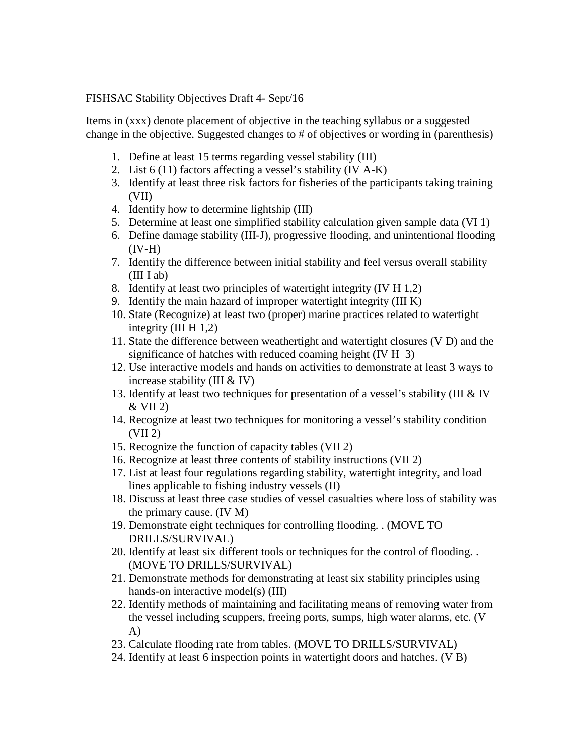FISHSAC Stability Objectives Draft 4- Sept/16

Items in (xxx) denote placement of objective in the teaching syllabus or a suggested change in the objective. Suggested changes to # of objectives or wording in (parenthesis)

1. Define at least 15 terms regarding vessel stability (III)
2. List 6 (11) factors affecting a vessel's stability (IV A-K)
3. Identify at least three risk factors for fisheries of the participants taking training (VII)
4. Identify how to determine lightship (III)
5. Determine at least one simplified stability calculation given sample data (VI 1)
6. Define damage stability (III-J), progressive flooding, and unintentional flooding (IV-H)
7. Identify the difference between initial stability and feel versus overall stability (III I ab)
8. Identify at least two principles of watertight integrity (IV H 1,2)
9. Identify the main hazard of improper watertight integrity (III K)
10. State (Recognize) at least two (proper) marine practices related to watertight integrity (III H 1,2)
11. State the difference between weathertight and watertight closures (V D) and the significance of hatches with reduced coaming height (IV H 3)
12. Use interactive models and hands on activities to demonstrate at least 3 ways to increase stability (III & IV)
13. Identify at least two techniques for presentation of a vessel's stability (III & IV & VII 2)
14. Recognize at least two techniques for monitoring a vessel's stability condition (VII 2)
15. Recognize the function of capacity tables (VII 2)
16. Recognize at least three contents of stability instructions (VII 2)
17. List at least four regulations regarding stability, watertight integrity, and load lines applicable to fishing industry vessels (II)
18. Discuss at least three case studies of vessel casualties where loss of stability was the primary cause. (IV M)
19. Demonstrate eight techniques for controlling flooding. . (MOVE TO DRILLS/SURVIVAL)
20. Identify at least six different tools or techniques for the control of flooding. . (MOVE TO DRILLS/SURVIVAL)
21. Demonstrate methods for demonstrating at least six stability principles using hands-on interactive model(s) (III)
22. Identify methods of maintaining and facilitating means of removing water from the vessel including scuppers, freeing ports, sumps, high water alarms, etc. (V A)
23. Calculate flooding rate from tables. (MOVE TO DRILLS/SURVIVAL)
24. Identify at least 6 inspection points in watertight doors and hatches. (V B)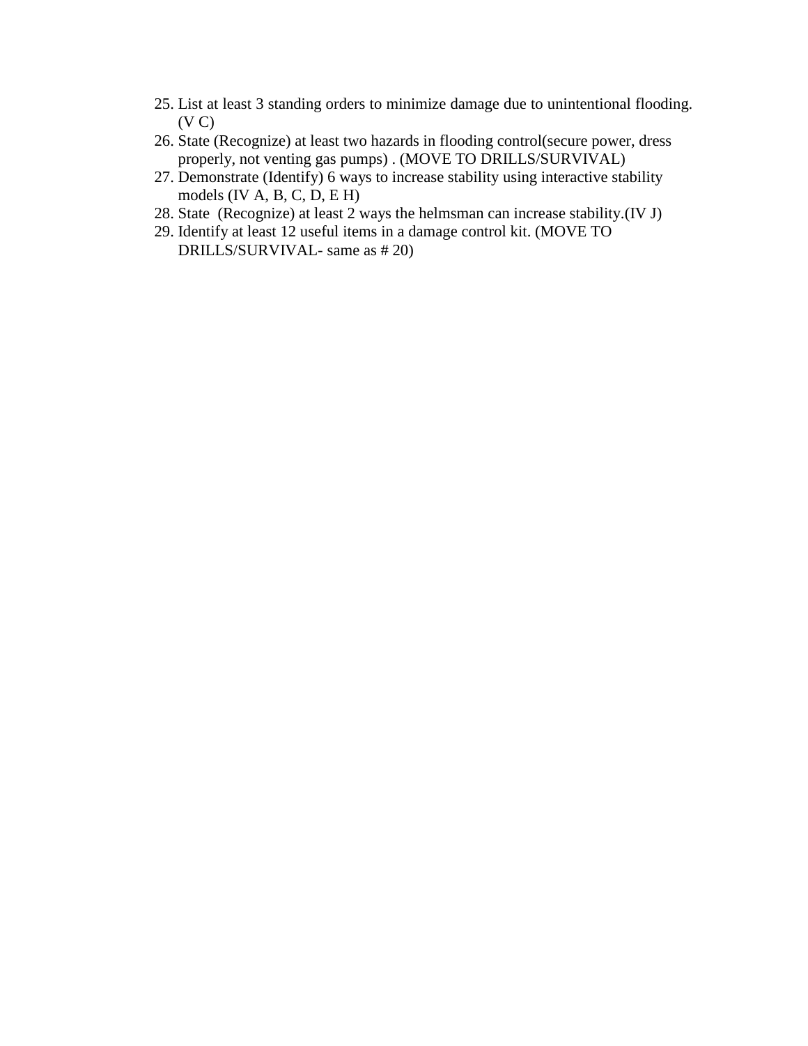25. List at least 3 standing orders to minimize damage due to unintentional flooding. (V C)
26. State (Recognize) at least two hazards in flooding control(secure power, dress properly, not venting gas pumps) . (MOVE TO DRILLS/SURVIVAL)
27. Demonstrate (Identify) 6 ways to increase stability using interactive stability models (IV A, B, C, D, E H)
28. State (Recognize) at least 2 ways the helmsman can increase stability.(IV J)
29. Identify at least 12 useful items in a damage control kit. (MOVE TO DRILLS/SURVIVAL- same as # 20)